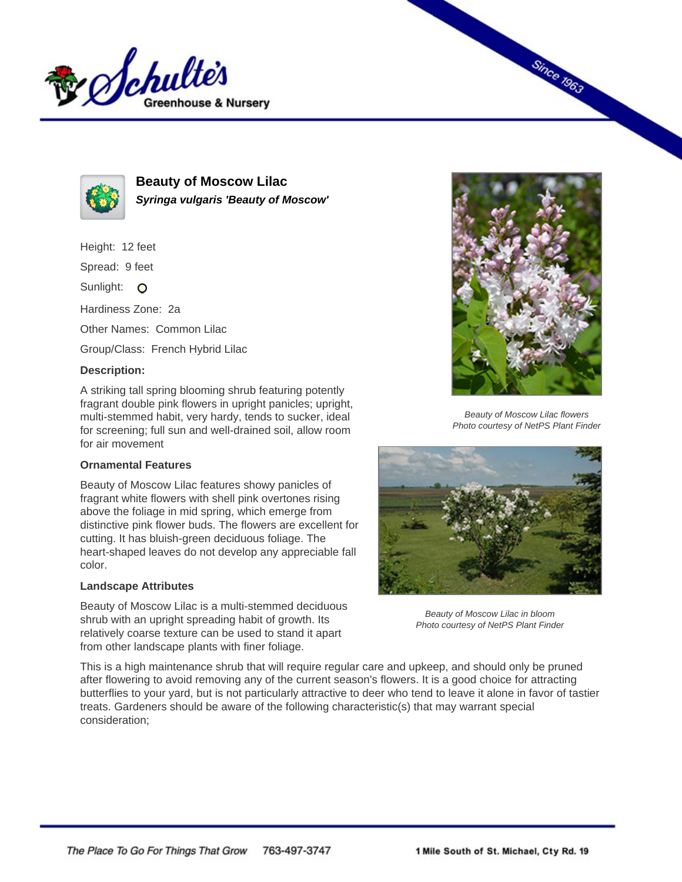# Beauty of Moscow Lilac

***Syringa vulgaris 'Beauty of Moscow'***

Height: 12 feet

Spread: 9 feet

Sunlight:

Hardiness Zone: 2a

Other Names: Common Lilac

Group/Class: French Hybrid Lilac

**Description:**

A striking tall spring blooming shrub featuring potently fragrant double pink flowers in upright panicles; upright, multi-stemmed habit, very hardy, tends to sucker, ideal for screening; full sun and well-drained soil, allow room for air movement

*Beauty of Moscow Lilac flowers*
*Photo courtesy of NetPS Plant Finder*

### Ornamental Features

Beauty of Moscow Lilac features showy panicles of fragrant white flowers with shell pink overtones rising above the foliage in mid spring, which emerge from distinctive pink flower buds. The flowers are excellent for cutting. It has bluish-green deciduous foliage. The heart-shaped leaves do not develop any appreciable fall color.

*Beauty of Moscow Lilac in bloom*
*Photo courtesy of NetPS Plant Finder*

### Landscape Attributes

Beauty of Moscow Lilac is a multi-stemmed deciduous shrub with an upright spreading habit of growth. Its relatively coarse texture can be used to stand it apart from other landscape plants with finer foliage.

This is a high maintenance shrub that will require regular care and upkeep, and should only be pruned after flowering to avoid removing any of the current season's flowers. It is a good choice for attracting butterflies to your yard, but is not particularly attractive to deer who tend to leave it alone in favor of tastier treats. Gardeners should be aware of the following characteristic(s) that may warrant special consideration;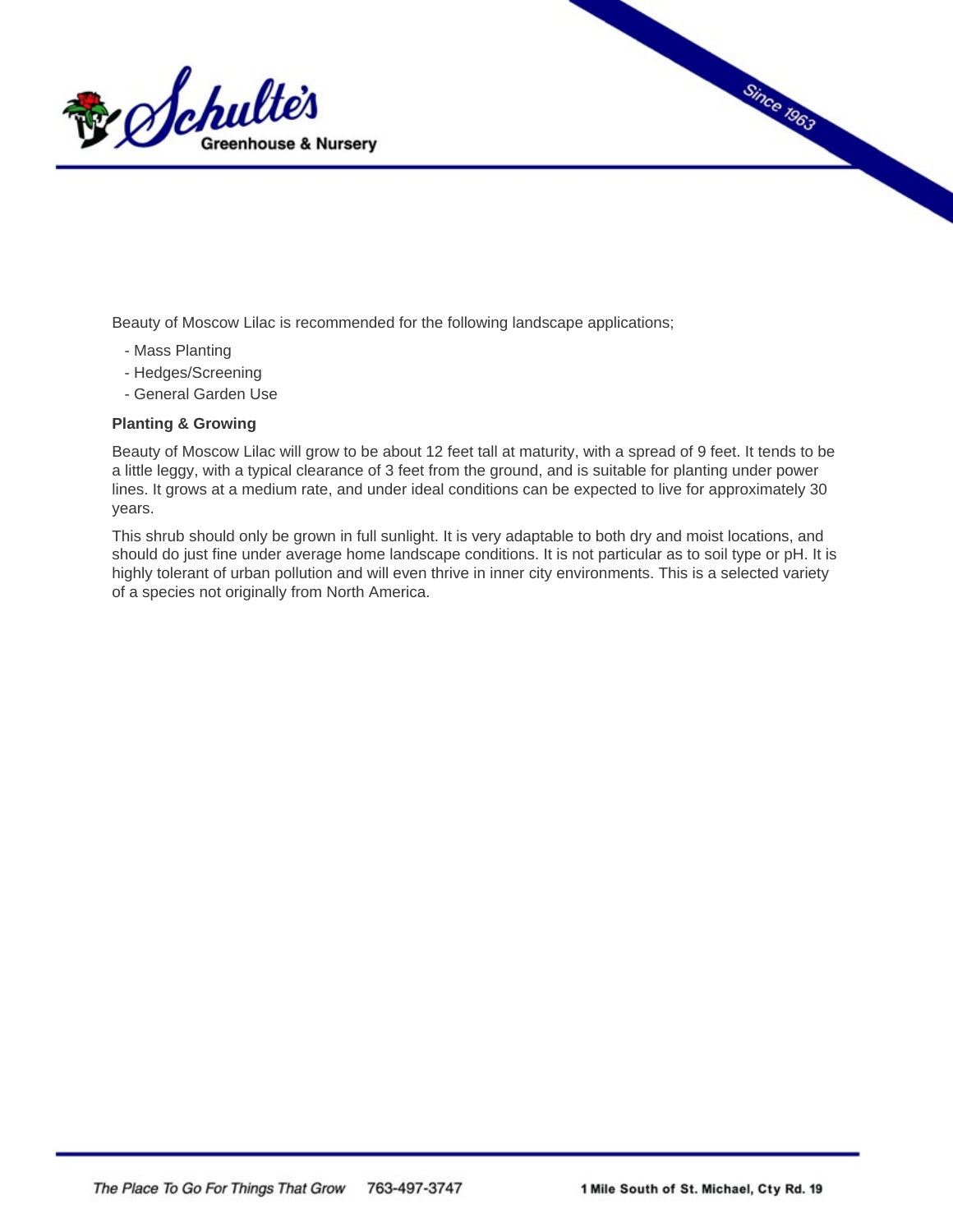Beauty of Moscow Lilac is recommended for the following landscape applications;

- Mass Planting
- Hedges/Screening
- General Garden Use

**Planting & Growing**

Beauty of Moscow Lilac will grow to be about 12 feet tall at maturity, with a spread of 9 feet. It tends to be a little leggy, with a typical clearance of 3 feet from the ground, and is suitable for planting under power lines. It grows at a medium rate, and under ideal conditions can be expected to live for approximately 30 years.

This shrub should only be grown in full sunlight. It is very adaptable to both dry and moist locations, and should do just fine under average home landscape conditions. It is not particular as to soil type or pH. It is highly tolerant of urban pollution and will even thrive in inner city environments. This is a selected variety of a species not originally from North America.